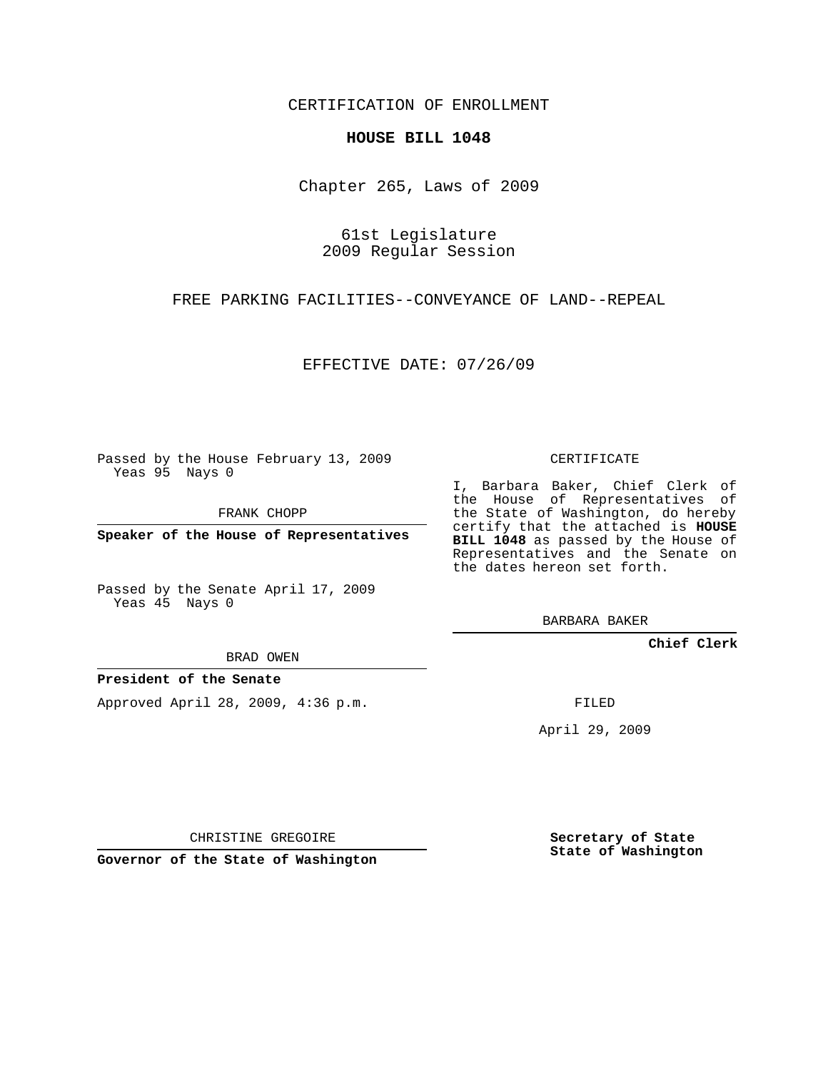CERTIFICATION OF ENROLLMENT

**HOUSE BILL 1048**

Chapter 265, Laws of 2009

61st Legislature
2009 Regular Session

FREE PARKING FACILITIES--CONVEYANCE OF LAND--REPEAL

EFFECTIVE DATE: 07/26/09

Passed by the House February 13, 2009
Yeas 95 Nays 0

FRANK CHOPP

**Speaker of the House of Representatives**

Passed by the Senate April 17, 2009
Yeas 45 Nays 0

BRAD OWEN

**President of the Senate**

Approved April 28, 2009, 4:36 p.m.

CHRISTINE GREGOIRE

**Governor of the State of Washington**

CERTIFICATE

I, Barbara Baker, Chief Clerk of the House of Representatives of the State of Washington, do hereby certify that the attached is **HOUSE BILL 1048** as passed by the House of Representatives and the Senate on the dates hereon set forth.

BARBARA BAKER

**Chief Clerk**

FILED

April 29, 2009

**Secretary of State**
**State of Washington**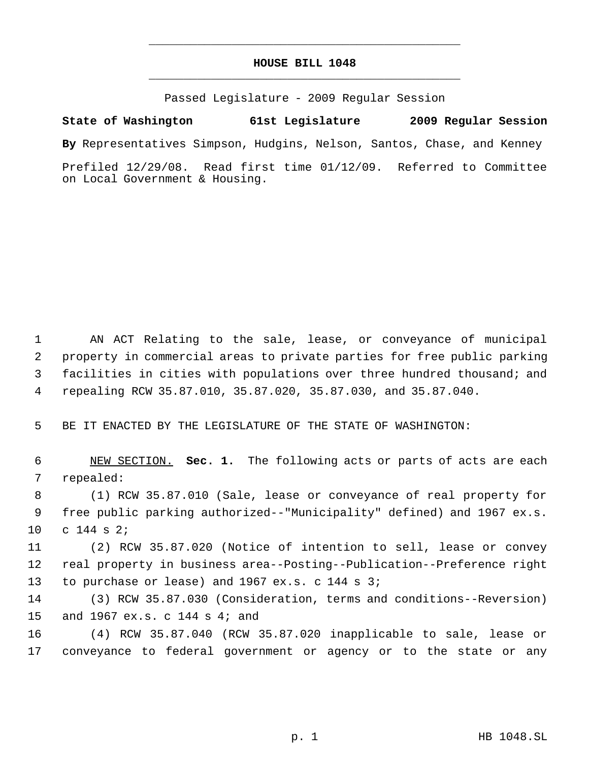# HOUSE BILL 1048

Passed Legislature - 2009 Regular Session

**State of Washington 61st Legislature 2009 Regular Session**

**By** Representatives Simpson, Hudgins, Nelson, Santos, Chase, and Kenney

Prefiled 12/29/08. Read first time 01/12/09. Referred to Committee on Local Government & Housing.

AN ACT Relating to the sale, lease, or conveyance of municipal property in commercial areas to private parties for free public parking facilities in cities with populations over three hundred thousand; and repealing RCW 35.87.010, 35.87.020, 35.87.030, and 35.87.040.

BE IT ENACTED BY THE LEGISLATURE OF THE STATE OF WASHINGTON:

NEW SECTION. **Sec. 1.** The following acts or parts of acts are each repealed:

(1) RCW 35.87.010 (Sale, lease or conveyance of real property for free public parking authorized--"Municipality" defined) and 1967 ex.s. c 144 s 2;

(2) RCW 35.87.020 (Notice of intention to sell, lease or convey real property in business area--Posting--Publication--Preference right to purchase or lease) and 1967 ex.s. c 144 s 3;

(3) RCW 35.87.030 (Consideration, terms and conditions--Reversion) and 1967 ex.s. c 144 s 4; and

(4) RCW 35.87.040 (RCW 35.87.020 inapplicable to sale, lease or conveyance to federal government or agency or to the state or any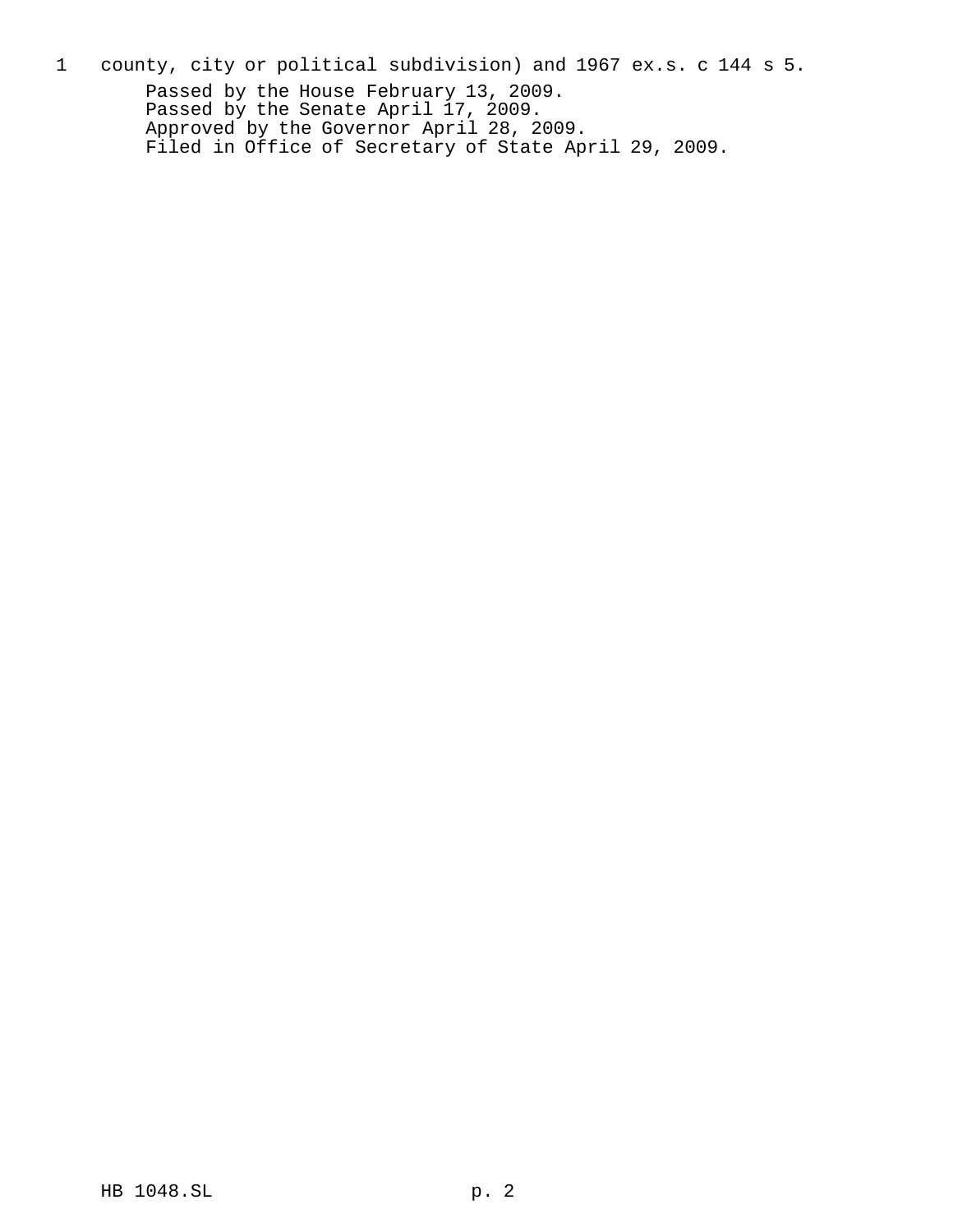county, city or political subdivision) and 1967 ex.s. c 144 s 5.

Passed by the House February 13, 2009.
Passed by the Senate April 17, 2009.
Approved by the Governor April 28, 2009.
Filed in Office of Secretary of State April 29, 2009.